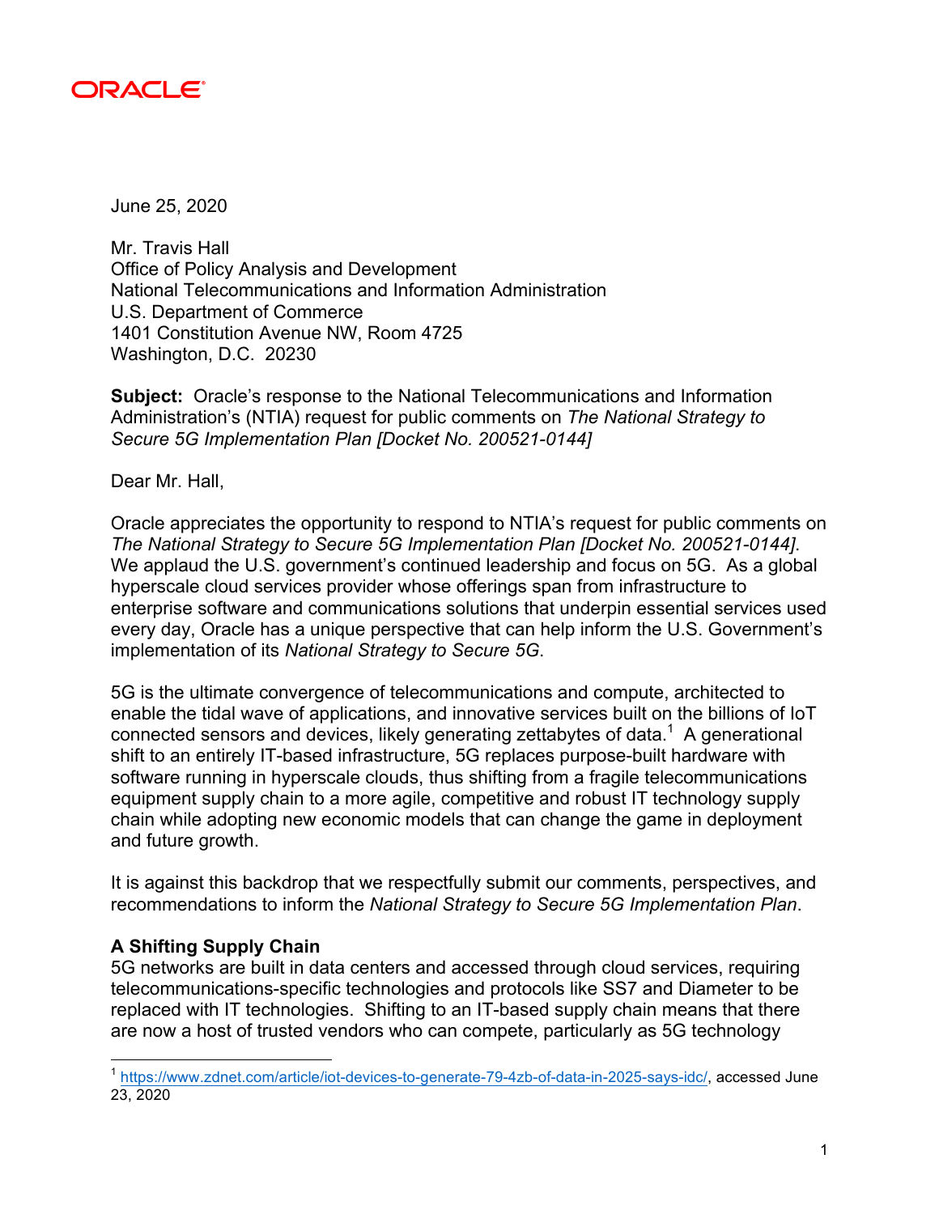ORACLE

June 25, 2020

Mr. Travis Hall
Office of Policy Analysis and Development
National Telecommunications and Information Administration
U.S. Department of Commerce
1401 Constitution Avenue NW, Room 4725
Washington, D.C. 20230

**Subject:** Oracle's response to the National Telecommunications and Information Administration's (NTIA) request for public comments on *The National Strategy to Secure 5G Implementation Plan [Docket No. 200521-0144]*

Dear Mr. Hall,

Oracle appreciates the opportunity to respond to NTIA's request for public comments on *The National Strategy to Secure 5G Implementation Plan [Docket No. 200521-0144]*. We applaud the U.S. government's continued leadership and focus on 5G. As a global hyperscale cloud services provider whose offerings span from infrastructure to enterprise software and communications solutions that underpin essential services used every day, Oracle has a unique perspective that can help inform the U.S. Government's implementation of its *National Strategy to Secure 5G*.

5G is the ultimate convergence of telecommunications and compute, architected to enable the tidal wave of applications, and innovative services built on the billions of IoT connected sensors and devices, likely generating zettabytes of data.[1] A generational shift to an entirely IT-based infrastructure, 5G replaces purpose-built hardware with software running in hyperscale clouds, thus shifting from a fragile telecommunications equipment supply chain to a more agile, competitive and robust IT technology supply chain while adopting new economic models that can change the game in deployment and future growth.

It is against this backdrop that we respectfully submit our comments, perspectives, and recommendations to inform the *National Strategy to Secure 5G Implementation Plan*.

**A Shifting Supply Chain**

5G networks are built in data centers and accessed through cloud services, requiring telecommunications-specific technologies and protocols like SS7 and Diameter to be replaced with IT technologies. Shifting to an IT-based supply chain means that there are now a host of trusted vendors who can compete, particularly as 5G technology

[1] https://www.zdnet.com/article/iot-devices-to-generate-79-4zb-of-data-in-2025-says-idc/, accessed June 23, 2020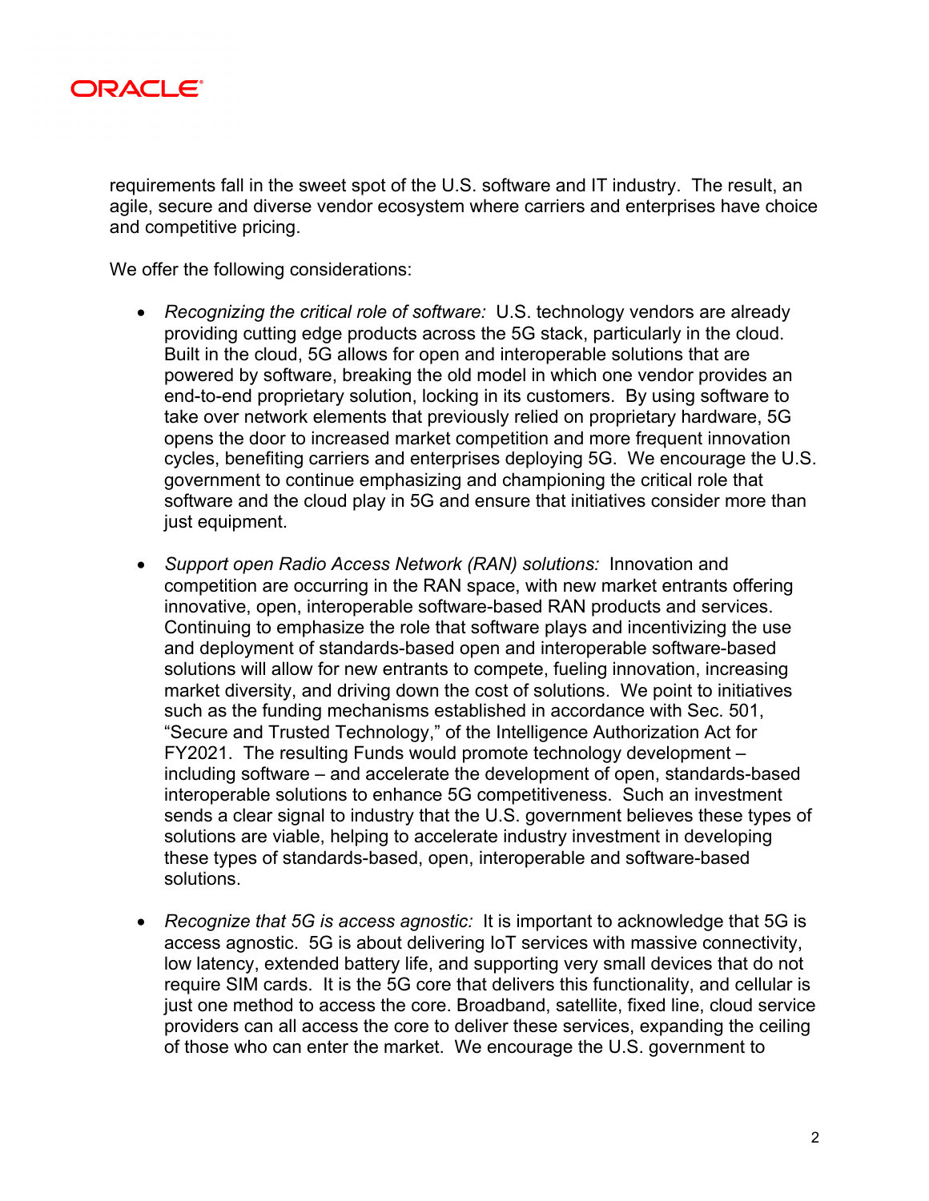requirements fall in the sweet spot of the U.S. software and IT industry. The result, an agile, secure and diverse vendor ecosystem where carriers and enterprises have choice and competitive pricing.

We offer the following considerations:

- *Recognizing the critical role of software:* U.S. technology vendors are already providing cutting edge products across the 5G stack, particularly in the cloud. Built in the cloud, 5G allows for open and interoperable solutions that are powered by software, breaking the old model in which one vendor provides an end-to-end proprietary solution, locking in its customers. By using software to take over network elements that previously relied on proprietary hardware, 5G opens the door to increased market competition and more frequent innovation cycles, benefiting carriers and enterprises deploying 5G. We encourage the U.S. government to continue emphasizing and championing the critical role that software and the cloud play in 5G and ensure that initiatives consider more than just equipment.

- *Support open Radio Access Network (RAN) solutions:* Innovation and competition are occurring in the RAN space, with new market entrants offering innovative, open, interoperable software-based RAN products and services. Continuing to emphasize the role that software plays and incentivizing the use and deployment of standards-based open and interoperable software-based solutions will allow for new entrants to compete, fueling innovation, increasing market diversity, and driving down the cost of solutions. We point to initiatives such as the funding mechanisms established in accordance with Sec. 501, "Secure and Trusted Technology," of the Intelligence Authorization Act for FY2021. The resulting Funds would promote technology development – including software – and accelerate the development of open, standards-based interoperable solutions to enhance 5G competitiveness. Such an investment sends a clear signal to industry that the U.S. government believes these types of solutions are viable, helping to accelerate industry investment in developing these types of standards-based, open, interoperable and software-based solutions.

- *Recognize that 5G is access agnostic:* It is important to acknowledge that 5G is access agnostic. 5G is about delivering IoT services with massive connectivity, low latency, extended battery life, and supporting very small devices that do not require SIM cards. It is the 5G core that delivers this functionality, and cellular is just one method to access the core. Broadband, satellite, fixed line, cloud service providers can all access the core to deliver these services, expanding the ceiling of those who can enter the market. We encourage the U.S. government to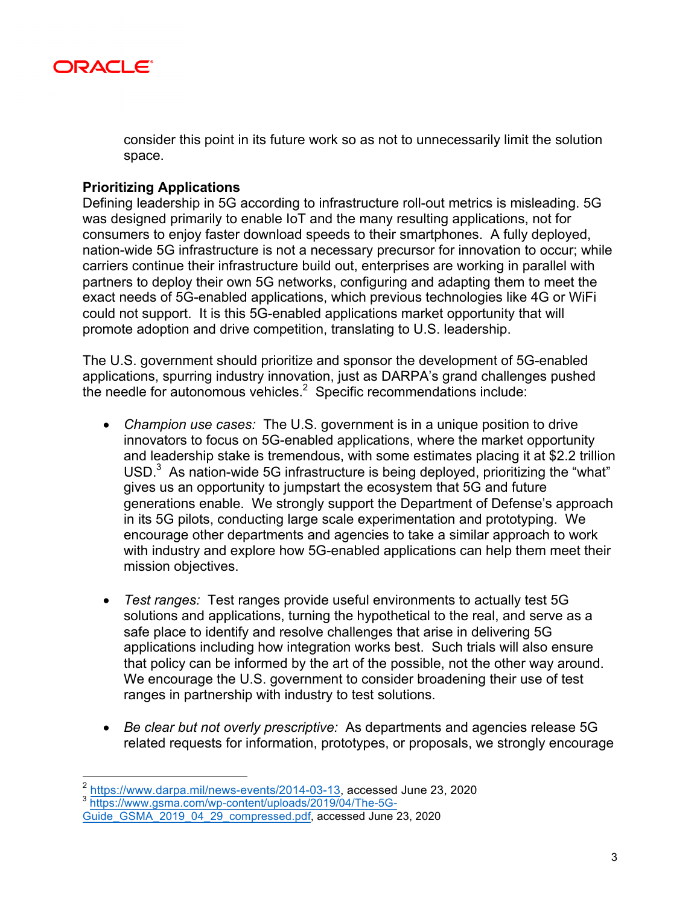consider this point in its future work so as not to unnecessarily limit the solution space.

**Prioritizing Applications**

Defining leadership in 5G according to infrastructure roll-out metrics is misleading. 5G was designed primarily to enable IoT and the many resulting applications, not for consumers to enjoy faster download speeds to their smartphones. A fully deployed, nation-wide 5G infrastructure is not a necessary precursor for innovation to occur; while carriers continue their infrastructure build out, enterprises are working in parallel with partners to deploy their own 5G networks, configuring and adapting them to meet the exact needs of 5G-enabled applications, which previous technologies like 4G or WiFi could not support. It is this 5G-enabled applications market opportunity that will promote adoption and drive competition, translating to U.S. leadership.

The U.S. government should prioritize and sponsor the development of 5G-enabled applications, spurring industry innovation, just as DARPA's grand challenges pushed the needle for autonomous vehicles.[2] Specific recommendations include:

- *Champion use cases:* The U.S. government is in a unique position to drive innovators to focus on 5G-enabled applications, where the market opportunity and leadership stake is tremendous, with some estimates placing it at $2.2 trillion USD.[3] As nation-wide 5G infrastructure is being deployed, prioritizing the "what" gives us an opportunity to jumpstart the ecosystem that 5G and future generations enable. We strongly support the Department of Defense's approach in its 5G pilots, conducting large scale experimentation and prototyping. We encourage other departments and agencies to take a similar approach to work with industry and explore how 5G-enabled applications can help them meet their mission objectives.

- *Test ranges:* Test ranges provide useful environments to actually test 5G solutions and applications, turning the hypothetical to the real, and serve as a safe place to identify and resolve challenges that arise in delivering 5G applications including how integration works best. Such trials will also ensure that policy can be informed by the art of the possible, not the other way around. We encourage the U.S. government to consider broadening their use of test ranges in partnership with industry to test solutions.

- *Be clear but not overly prescriptive:* As departments and agencies release 5G related requests for information, prototypes, or proposals, we strongly encourage

---

[2] https://www.darpa.mil/news-events/2014-03-13, accessed June 23, 2020

[3] https://www.gsma.com/wp-content/uploads/2019/04/The-5G-Guide_GSMA_2019_04_29_compressed.pdf, accessed June 23, 2020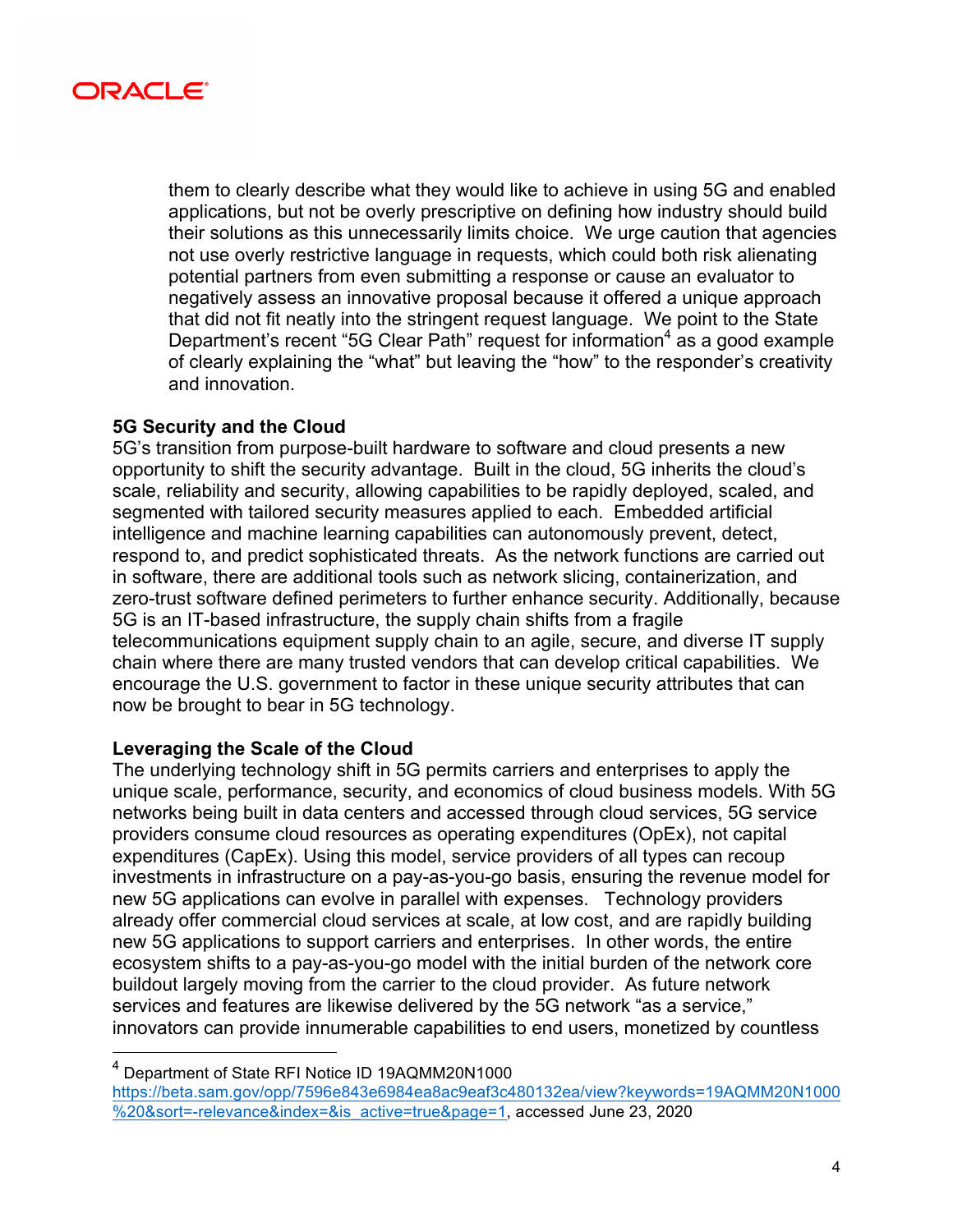them to clearly describe what they would like to achieve in using 5G and enabled applications, but not be overly prescriptive on defining how industry should build their solutions as this unnecessarily limits choice. We urge caution that agencies not use overly restrictive language in requests, which could both risk alienating potential partners from even submitting a response or cause an evaluator to negatively assess an innovative proposal because it offered a unique approach that did not fit neatly into the stringent request language. We point to the State Department's recent "5G Clear Path" request for information[4] as a good example of clearly explaining the "what" but leaving the "how" to the responder's creativity and innovation.

**5G Security and the Cloud**

5G's transition from purpose-built hardware to software and cloud presents a new opportunity to shift the security advantage. Built in the cloud, 5G inherits the cloud's scale, reliability and security, allowing capabilities to be rapidly deployed, scaled, and segmented with tailored security measures applied to each. Embedded artificial intelligence and machine learning capabilities can autonomously prevent, detect, respond to, and predict sophisticated threats. As the network functions are carried out in software, there are additional tools such as network slicing, containerization, and zero-trust software defined perimeters to further enhance security. Additionally, because 5G is an IT-based infrastructure, the supply chain shifts from a fragile telecommunications equipment supply chain to an agile, secure, and diverse IT supply chain where there are many trusted vendors that can develop critical capabilities. We encourage the U.S. government to factor in these unique security attributes that can now be brought to bear in 5G technology.

**Leveraging the Scale of the Cloud**

The underlying technology shift in 5G permits carriers and enterprises to apply the unique scale, performance, security, and economics of cloud business models. With 5G networks being built in data centers and accessed through cloud services, 5G service providers consume cloud resources as operating expenditures (OpEx), not capital expenditures (CapEx). Using this model, service providers of all types can recoup investments in infrastructure on a pay-as-you-go basis, ensuring the revenue model for new 5G applications can evolve in parallel with expenses. Technology providers already offer commercial cloud services at scale, at low cost, and are rapidly building new 5G applications to support carriers and enterprises. In other words, the entire ecosystem shifts to a pay-as-you-go model with the initial burden of the network core buildout largely moving from the carrier to the cloud provider. As future network services and features are likewise delivered by the 5G network "as a service," innovators can provide innumerable capabilities to end users, monetized by countless

---

[4] Department of State RFI Notice ID 19AQMM20N1000 https://beta.sam.gov/opp/7596e843e6984ea8ac9eaf3c480132ea/view?keywords=19AQMM20N1000%20&sort=-relevance&index=&is_active=true&page=1, accessed June 23, 2020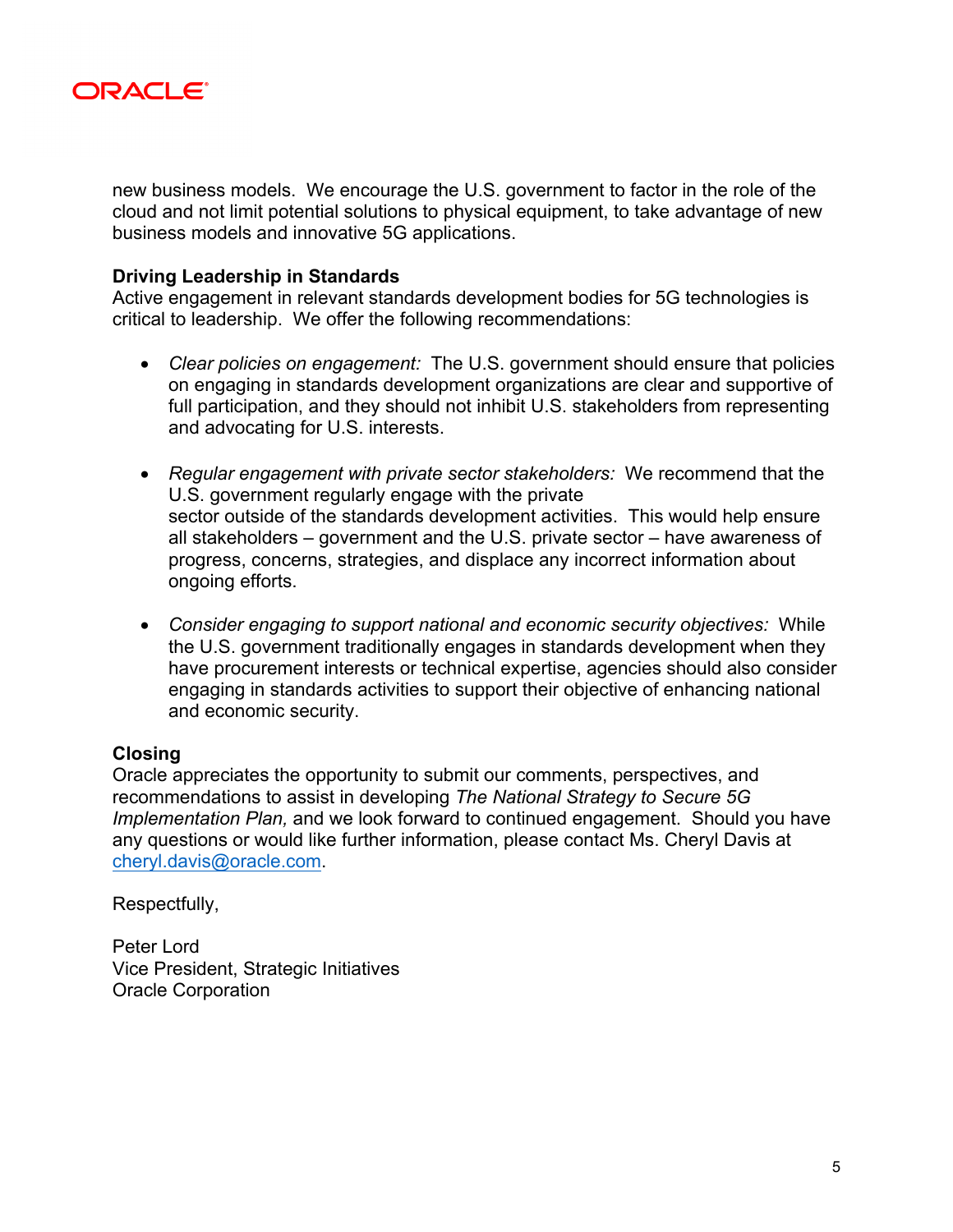new business models. We encourage the U.S. government to factor in the role of the cloud and not limit potential solutions to physical equipment, to take advantage of new business models and innovative 5G applications.

**Driving Leadership in Standards**
Active engagement in relevant standards development bodies for 5G technologies is critical to leadership. We offer the following recommendations:

- *Clear policies on engagement:* The U.S. government should ensure that policies on engaging in standards development organizations are clear and supportive of full participation, and they should not inhibit U.S. stakeholders from representing and advocating for U.S. interests.

- *Regular engagement with private sector stakeholders:* We recommend that the U.S. government regularly engage with the private sector outside of the standards development activities. This would help ensure all stakeholders – government and the U.S. private sector – have awareness of progress, concerns, strategies, and displace any incorrect information about ongoing efforts.

- *Consider engaging to support national and economic security objectives:* While the U.S. government traditionally engages in standards development when they have procurement interests or technical expertise, agencies should also consider engaging in standards activities to support their objective of enhancing national and economic security.

**Closing**
Oracle appreciates the opportunity to submit our comments, perspectives, and recommendations to assist in developing *The National Strategy to Secure 5G Implementation Plan,* and we look forward to continued engagement. Should you have any questions or would like further information, please contact Ms. Cheryl Davis at cheryl.davis@oracle.com.

Respectfully,

Peter Lord
Vice President, Strategic Initiatives
Oracle Corporation